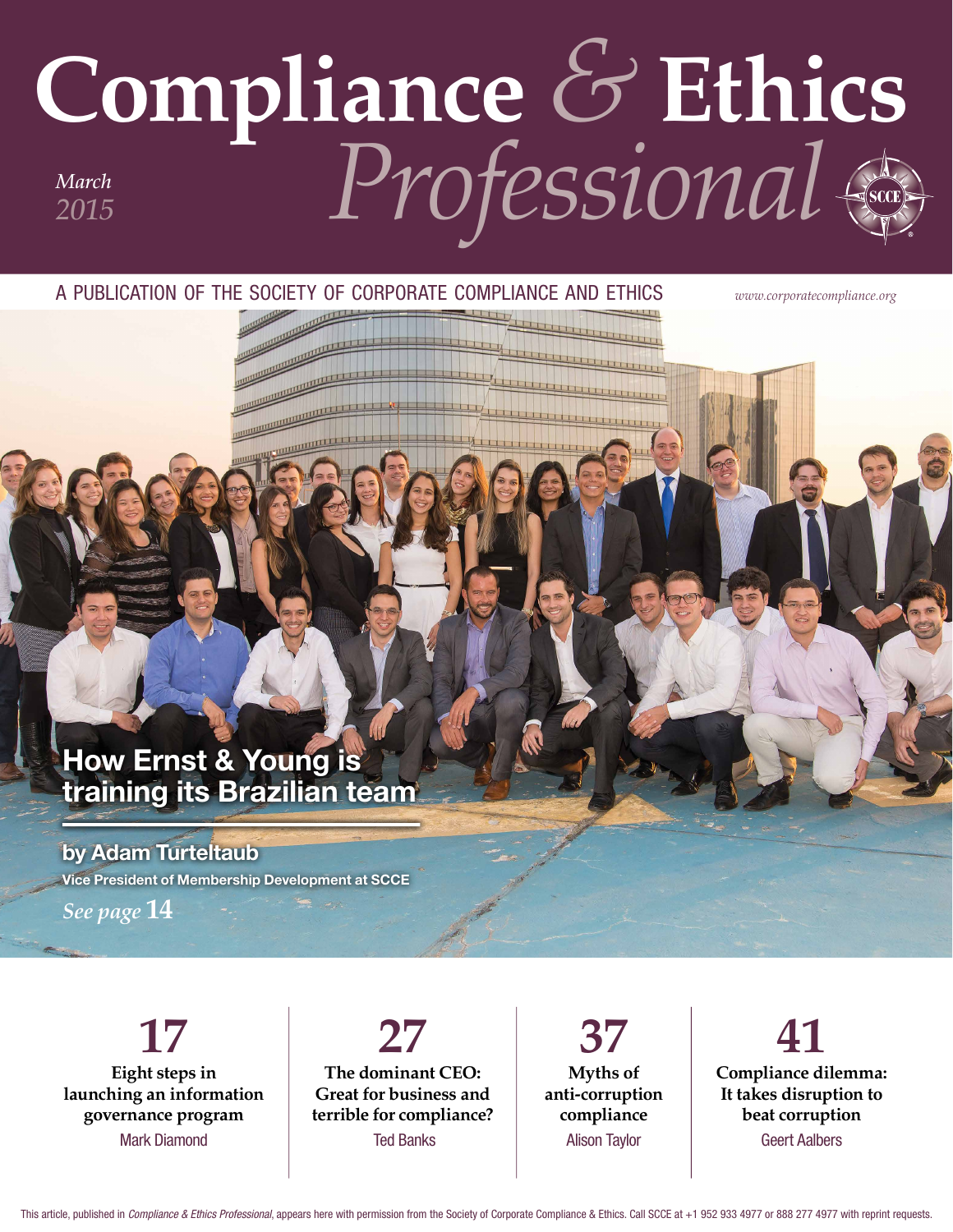# Compliance & Ethics Professional

*March 2015*

A PUBLICATION OF THE SOCIETY OF CORPORATE COMPLIANCE AND ETHICS

*www.corporatecompliance.org*

## How Ernst & Young is training its Brazilian team

**by Adam Turteltaub**
**Vice President of Membership Development at SCCE**

*See page* **14**

**17**
**Eight steps in launching an information governance program**
Mark Diamond

**27**
**The dominant CEO: Great for business and terrible for compliance?**
Ted Banks

**37**
**Myths of anti-corruption compliance**
Alison Taylor

**41**
**Compliance dilemma: It takes disruption to beat corruption**
Geert Aalbers

This article, published in *Compliance & Ethics Professional*, appears here with permission from the Society of Corporate Compliance & Ethics. Call SCCE at +1 952 933 4977 or 888 277 4977 with reprint requests.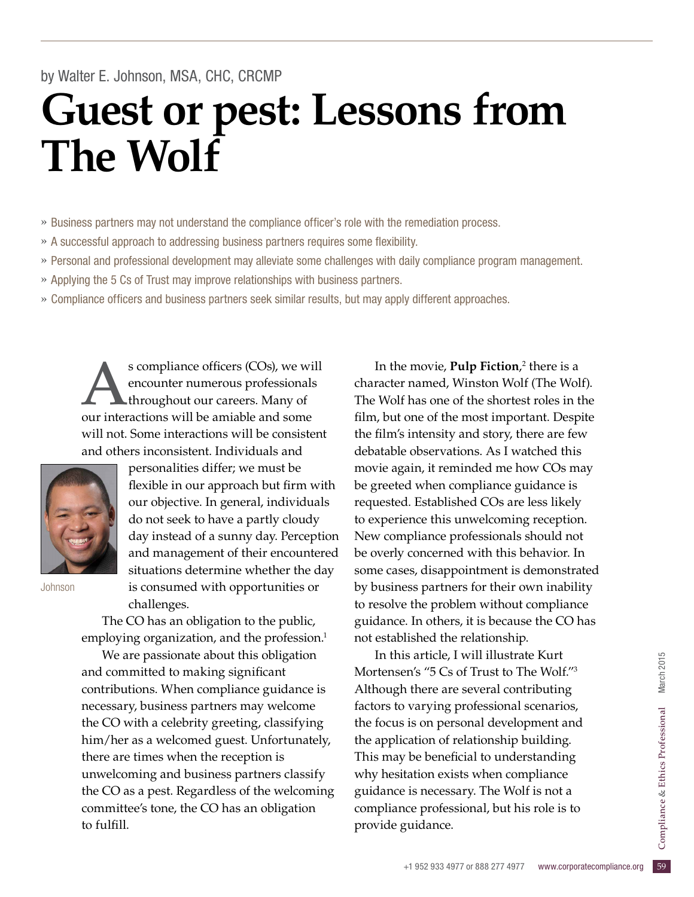by Walter E. Johnson, MSA, CHC, CRCMP

# Guest or pest: Lessons from The Wolf

- » Business partners may not understand the compliance officer's role with the remediation process.
- » A successful approach to addressing business partners requires some flexibility.
- » Personal and professional development may alleviate some challenges with daily compliance program management.
- » Applying the 5 Cs of Trust may improve relationships with business partners.
- » Compliance officers and business partners seek similar results, but may apply different approaches.

As compliance officers (COs), we will encounter numerous professionals throughout our careers. Many of our interactions will be amiable and some will not. Some interactions will be consistent and others inconsistent. Individuals and personalities differ; we must be flexible in our approach but firm with our objective. In general, individuals do not seek to have a partly cloudy day instead of a sunny day. Perception and management of their encountered situations determine whether the day is consumed with opportunities or challenges.

Johnson

The CO has an obligation to the public, employing organization, and the profession.[1]

We are passionate about this obligation and committed to making significant contributions. When compliance guidance is necessary, business partners may welcome the CO with a celebrity greeting, classifying him/her as a welcomed guest. Unfortunately, there are times when the reception is unwelcoming and business partners classify the CO as a pest. Regardless of the welcoming committee's tone, the CO has an obligation to fulfill.

In the movie, **Pulp Fiction**,[2] there is a character named, Winston Wolf (The Wolf). The Wolf has one of the shortest roles in the film, but one of the most important. Despite the film's intensity and story, there are few debatable observations. As I watched this movie again, it reminded me how COs may be greeted when compliance guidance is requested. Established COs are less likely to experience this unwelcoming reception. New compliance professionals should not be overly concerned with this behavior. In some cases, disappointment is demonstrated by business partners for their own inability to resolve the problem without compliance guidance. In others, it is because the CO has not established the relationship.

In this article, I will illustrate Kurt Mortensen's "5 Cs of Trust to The Wolf."[3] Although there are several contributing factors to varying professional scenarios, the focus is on personal development and the application of relationship building. This may be beneficial to understanding why hesitation exists when compliance guidance is necessary. The Wolf is not a compliance professional, but his role is to provide guidance.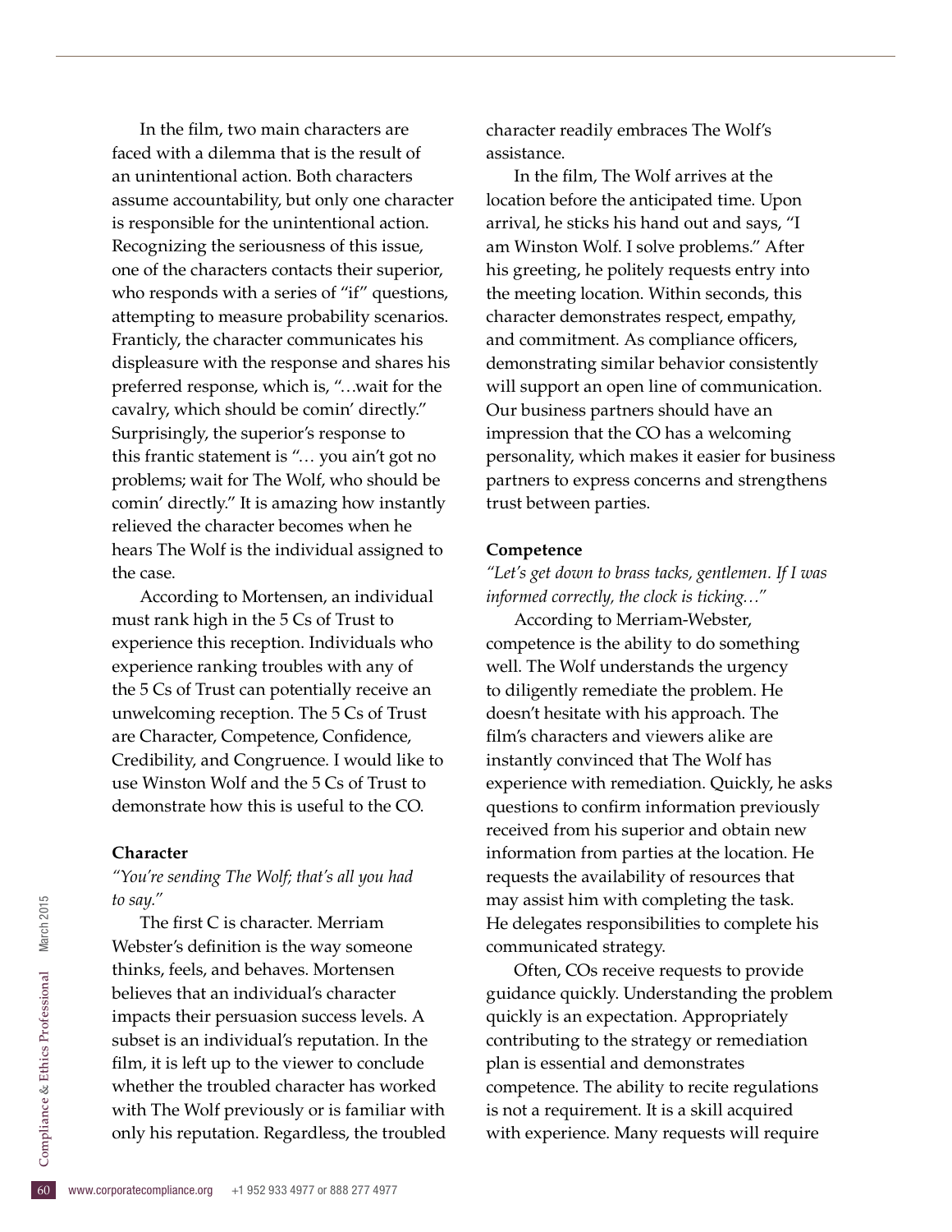In the film, two main characters are faced with a dilemma that is the result of an unintentional action. Both characters assume accountability, but only one character is responsible for the unintentional action. Recognizing the seriousness of this issue, one of the characters contacts their superior, who responds with a series of "if" questions, attempting to measure probability scenarios. Franticly, the character communicates his displeasure with the response and shares his preferred response, which is, "…wait for the cavalry, which should be comin' directly." Surprisingly, the superior's response to this frantic statement is "… you ain't got no problems; wait for The Wolf, who should be comin' directly." It is amazing how instantly relieved the character becomes when he hears The Wolf is the individual assigned to the case.

According to Mortensen, an individual must rank high in the 5 Cs of Trust to experience this reception. Individuals who experience ranking troubles with any of the 5 Cs of Trust can potentially receive an unwelcoming reception. The 5 Cs of Trust are Character, Competence, Confidence, Credibility, and Congruence. I would like to use Winston Wolf and the 5 Cs of Trust to demonstrate how this is useful to the CO.

**Character**

*"You're sending The Wolf; that's all you had to say."*

The first C is character. Merriam Webster's definition is the way someone thinks, feels, and behaves. Mortensen believes that an individual's character impacts their persuasion success levels. A subset is an individual's reputation. In the film, it is left up to the viewer to conclude whether the troubled character has worked with The Wolf previously or is familiar with only his reputation. Regardless, the troubled character readily embraces The Wolf's assistance.

In the film, The Wolf arrives at the location before the anticipated time. Upon arrival, he sticks his hand out and says, "I am Winston Wolf. I solve problems." After his greeting, he politely requests entry into the meeting location. Within seconds, this character demonstrates respect, empathy, and commitment. As compliance officers, demonstrating similar behavior consistently will support an open line of communication. Our business partners should have an impression that the CO has a welcoming personality, which makes it easier for business partners to express concerns and strengthens trust between parties.

**Competence**

*"Let's get down to brass tacks, gentlemen. If I was informed correctly, the clock is ticking…"*

According to Merriam-Webster, competence is the ability to do something well. The Wolf understands the urgency to diligently remediate the problem. He doesn't hesitate with his approach. The film's characters and viewers alike are instantly convinced that The Wolf has experience with remediation. Quickly, he asks questions to confirm information previously received from his superior and obtain new information from parties at the location. He requests the availability of resources that may assist him with completing the task. He delegates responsibilities to complete his communicated strategy.

Often, COs receive requests to provide guidance quickly. Understanding the problem quickly is an expectation. Appropriately contributing to the strategy or remediation plan is essential and demonstrates competence. The ability to recite regulations is not a requirement. It is a skill acquired with experience. Many requests will require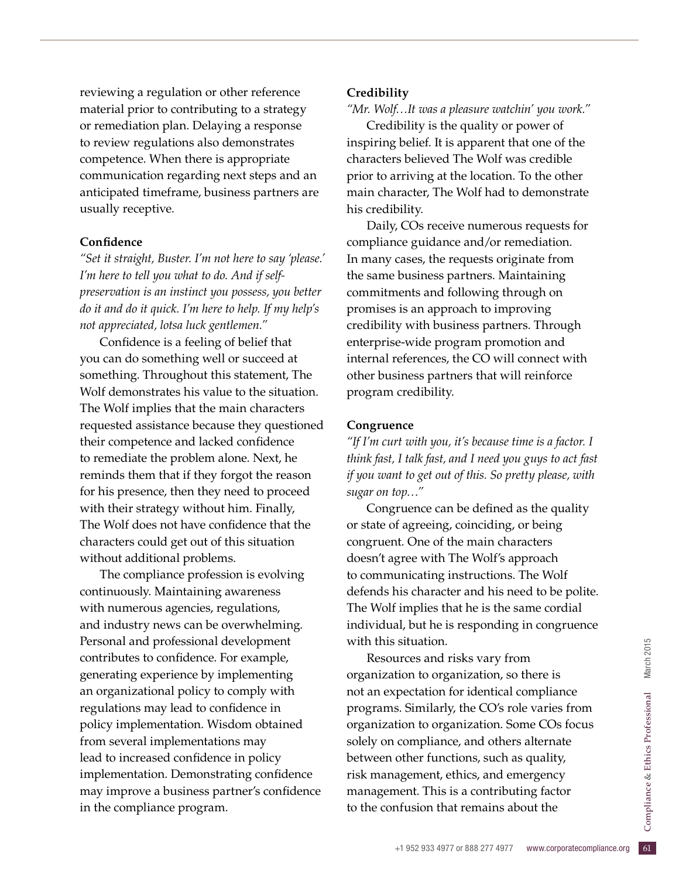reviewing a regulation or other reference material prior to contributing to a strategy or remediation plan. Delaying a response to review regulations also demonstrates competence. When there is appropriate communication regarding next steps and an anticipated timeframe, business partners are usually receptive.

**Confidence**

*"Set it straight, Buster. I'm not here to say 'please.' I'm here to tell you what to do. And if self-preservation is an instinct you possess, you better do it and do it quick. I'm here to help. If my help's not appreciated, lotsa luck gentlemen."*

Confidence is a feeling of belief that you can do something well or succeed at something. Throughout this statement, The Wolf demonstrates his value to the situation. The Wolf implies that the main characters requested assistance because they questioned their competence and lacked confidence to remediate the problem alone. Next, he reminds them that if they forgot the reason for his presence, then they need to proceed with their strategy without him. Finally, The Wolf does not have confidence that the characters could get out of this situation without additional problems.

The compliance profession is evolving continuously. Maintaining awareness with numerous agencies, regulations, and industry news can be overwhelming. Personal and professional development contributes to confidence. For example, generating experience by implementing an organizational policy to comply with regulations may lead to confidence in policy implementation. Wisdom obtained from several implementations may lead to increased confidence in policy implementation. Demonstrating confidence may improve a business partner's confidence in the compliance program.

**Credibility**

*"Mr. Wolf…It was a pleasure watchin' you work."*

Credibility is the quality or power of inspiring belief. It is apparent that one of the characters believed The Wolf was credible prior to arriving at the location. To the other main character, The Wolf had to demonstrate his credibility.

Daily, COs receive numerous requests for compliance guidance and/or remediation. In many cases, the requests originate from the same business partners. Maintaining commitments and following through on promises is an approach to improving credibility with business partners. Through enterprise-wide program promotion and internal references, the CO will connect with other business partners that will reinforce program credibility.

**Congruence**

*"If I'm curt with you, it's because time is a factor. I think fast, I talk fast, and I need you guys to act fast if you want to get out of this. So pretty please, with sugar on top…"*

Congruence can be defined as the quality or state of agreeing, coinciding, or being congruent. One of the main characters doesn't agree with The Wolf's approach to communicating instructions. The Wolf defends his character and his need to be polite. The Wolf implies that he is the same cordial individual, but he is responding in congruence with this situation.

Resources and risks vary from organization to organization, so there is not an expectation for identical compliance programs. Similarly, the CO's role varies from organization to organization. Some COs focus solely on compliance, and others alternate between other functions, such as quality, risk management, ethics, and emergency management. This is a contributing factor to the confusion that remains about the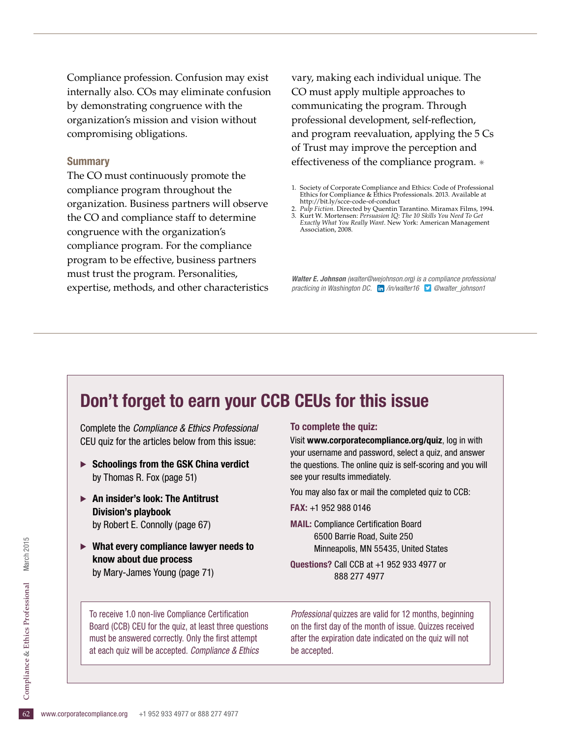Compliance profession. Confusion may exist internally also. COs may eliminate confusion by demonstrating congruence with the organization's mission and vision without compromising obligations.

### Summary

The CO must continuously promote the compliance program throughout the organization. Business partners will observe the CO and compliance staff to determine congruence with the organization's compliance program. For the compliance program to be effective, business partners must trust the program. Personalities, expertise, methods, and other characteristics vary, making each individual unique. The CO must apply multiple approaches to communicating the program. Through professional development, self-reflection, and program reevaluation, applying the 5 Cs of Trust may improve the perception and effectiveness of the compliance program. *

1. Society of Corporate Compliance and Ethics: Code of Professional Ethics for Compliance & Ethics Professionals. 2013. Available at http://bit.ly/scce-code-of-conduct
2. *Pulp Fiction*. Directed by Quentin Tarantino. Miramax Films, 1994.
3. Kurt W. Mortensen: *Persuasion IQ: The 10 Skills You Need To Get Exactly What You Really Want*. New York: American Management Association, 2008.

***Walter E. Johnson*** *(walter@wejohnson.org) is a compliance professional practicing in Washington DC. /in/walter16 @walter_johnson1*

## Don't forget to earn your CCB CEUs for this issue

Complete the *Compliance & Ethics Professional* CEU quiz for the articles below from this issue:

- **Schoolings from the GSK China verdict** by Thomas R. Fox (page 51)
- **An insider's look: The Antitrust Division's playbook** by Robert E. Connolly (page 67)
- **What every compliance lawyer needs to know about due process** by Mary-James Young (page 71)

**To complete the quiz:**

Visit **www.corporatecompliance.org/quiz**, log in with your username and password, select a quiz, and answer the questions. The online quiz is self-scoring and you will see your results immediately.

You may also fax or mail the completed quiz to CCB:

**FAX:** +1 952 988 0146

**MAIL:** Compliance Certification Board
6500 Barrie Road, Suite 250
Minneapolis, MN 55435, United States

**Questions?** Call CCB at +1 952 933 4977 or 888 277 4977

To receive 1.0 non-live Compliance Certification Board (CCB) CEU for the quiz, at least three questions must be answered correctly. Only the first attempt at each quiz will be accepted. *Compliance & Ethics Professional* quizzes are valid for 12 months, beginning on the first day of the month of issue. Quizzes received after the expiration date indicated on the quiz will not be accepted.